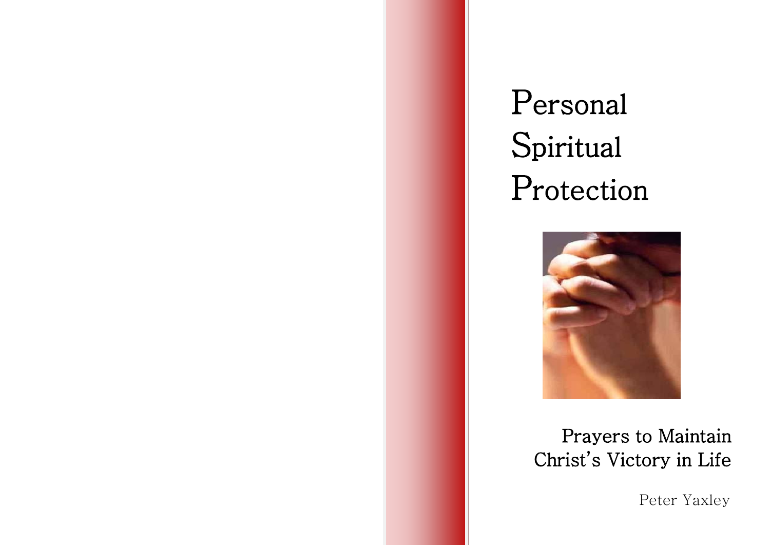# Personal Spiritual Protection

## Prayers to Maintain Christ's Victory in Life

Peter Yaxley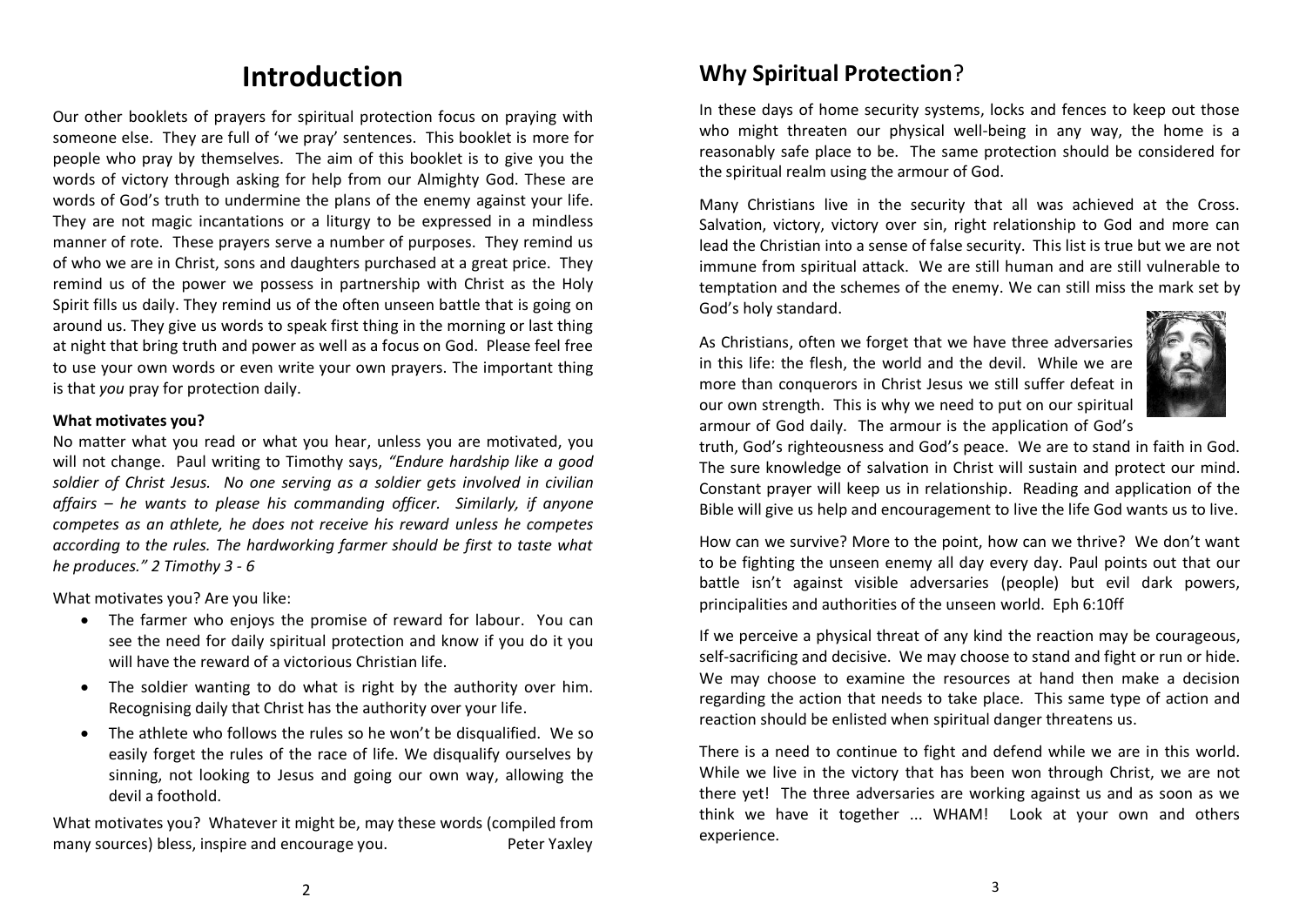# Introduction

Our other booklets of prayers for spiritual protection focus on praying with someone else. They are full of 'we pray' sentences. This booklet is more for people who pray by themselves. The aim of this booklet is to give you the words of victory through asking for help from our Almighty God. These are words of God's truth to undermine the plans of the enemy against your life. They are not magic incantations or a liturgy to be expressed in a mindless manner of rote. These prayers serve a number of purposes. They remind us of who we are in Christ, sons and daughters purchased at a great price. They remind us of the power we possess in partnership with Christ as the Holy Spirit fills us daily. They remind us of the often unseen battle that is going on around us. They give us words to speak first thing in the morning or last thing at night that bring truth and power as well as a focus on God. Please feel free to use your own words or even write your own prayers. The important thing is that *you* pray for protection daily.

**What motivates you?**

No matter what you read or what you hear, unless you are motivated, you will not change. Paul writing to Timothy says, *"Endure hardship like a good soldier of Christ Jesus. No one serving as a soldier gets involved in civilian affairs – he wants to please his commanding officer. Similarly, if anyone competes as an athlete, he does not receive his reward unless he competes according to the rules. The hardworking farmer should be first to taste what he produces." 2 Timothy 3 - 6*

What motivates you? Are you like:

- The farmer who enjoys the promise of reward for labour. You can see the need for daily spiritual protection and know if you do it you will have the reward of a victorious Christian life.
- The soldier wanting to do what is right by the authority over him. Recognising daily that Christ has the authority over your life.
- The athlete who follows the rules so he won't be disqualified. We so easily forget the rules of the race of life. We disqualify ourselves by sinning, not looking to Jesus and going our own way, allowing the devil a foothold.

What motivates you? Whatever it might be, may these words (compiled from many sources) bless, inspire and encourage you. Peter Yaxley

## Why Spiritual Protection?

In these days of home security systems, locks and fences to keep out those who might threaten our physical well-being in any way, the home is a reasonably safe place to be. The same protection should be considered for the spiritual realm using the armour of God.

Many Christians live in the security that all was achieved at the Cross. Salvation, victory, victory over sin, right relationship to God and more can lead the Christian into a sense of false security. This list is true but we are not immune from spiritual attack. We are still human and are still vulnerable to temptation and the schemes of the enemy. We can still miss the mark set by God's holy standard.

As Christians, often we forget that we have three adversaries in this life: the flesh, the world and the devil. While we are more than conquerors in Christ Jesus we still suffer defeat in our own strength. This is why we need to put on our spiritual armour of God daily. The armour is the application of God's truth, God's righteousness and God's peace. We are to stand in faith in God. The sure knowledge of salvation in Christ will sustain and protect our mind. Constant prayer will keep us in relationship. Reading and application of the Bible will give us help and encouragement to live the life God wants us to live.

How can we survive? More to the point, how can we thrive? We don't want to be fighting the unseen enemy all day every day. Paul points out that our battle isn't against visible adversaries (people) but evil dark powers, principalities and authorities of the unseen world. Eph 6:10ff

If we perceive a physical threat of any kind the reaction may be courageous, self-sacrificing and decisive. We may choose to stand and fight or run or hide. We may choose to examine the resources at hand then make a decision regarding the action that needs to take place. This same type of action and reaction should be enlisted when spiritual danger threatens us.

There is a need to continue to fight and defend while we are in this world. While we live in the victory that has been won through Christ, we are not there yet! The three adversaries are working against us and as soon as we think we have it together ... WHAM! Look at your own and others experience.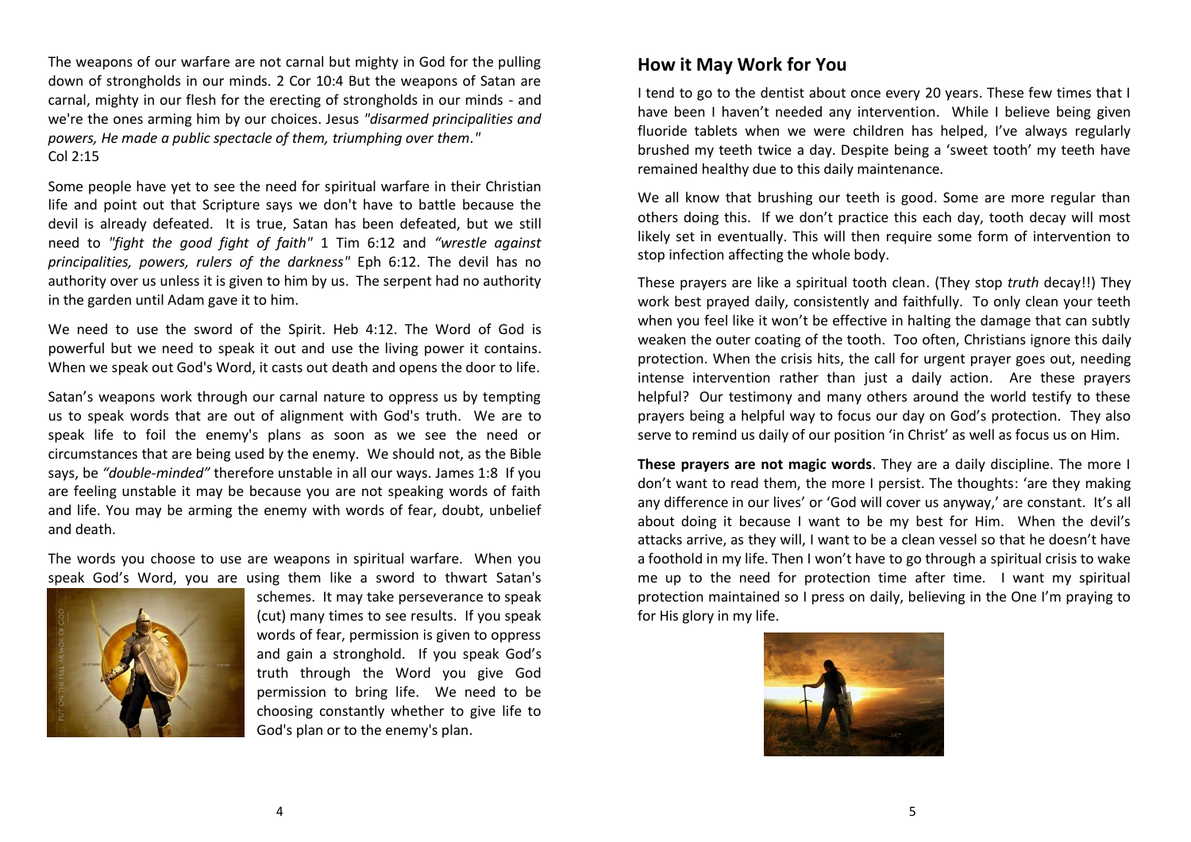The weapons of our warfare are not carnal but mighty in God for the pulling down of strongholds in our minds. 2 Cor 10:4 But the weapons of Satan are carnal, mighty in our flesh for the erecting of strongholds in our minds - and we're the ones arming him by our choices. Jesus *"disarmed principalities and powers, He made a public spectacle of them, triumphing over them."* Col 2:15

Some people have yet to see the need for spiritual warfare in their Christian life and point out that Scripture says we don't have to battle because the devil is already defeated. It is true, Satan has been defeated, but we still need to *"fight the good fight of faith"* 1 Tim 6:12 and *"wrestle against principalities, powers, rulers of the darkness"* Eph 6:12. The devil has no authority over us unless it is given to him by us. The serpent had no authority in the garden until Adam gave it to him.

We need to use the sword of the Spirit. Heb 4:12. The Word of God is powerful but we need to speak it out and use the living power it contains. When we speak out God's Word, it casts out death and opens the door to life.

Satan's weapons work through our carnal nature to oppress us by tempting us to speak words that are out of alignment with God's truth. We are to speak life to foil the enemy's plans as soon as we see the need or circumstances that are being used by the enemy. We should not, as the Bible says, be *"double-minded"* therefore unstable in all our ways. James 1:8 If you are feeling unstable it may be because you are not speaking words of faith and life. You may be arming the enemy with words of fear, doubt, unbelief and death.

The words you choose to use are weapons in spiritual warfare. When you speak God's Word, you are using them like a sword to thwart Satan's schemes. It may take perseverance to speak (cut) many times to see results. If you speak words of fear, permission is given to oppress and gain a stronghold. If you speak God's truth through the Word you give God permission to bring life. We need to be choosing constantly whether to give life to God's plan or to the enemy's plan.

## How it May Work for You

I tend to go to the dentist about once every 20 years. These few times that I have been I haven't needed any intervention. While I believe being given fluoride tablets when we were children has helped, I've always regularly brushed my teeth twice a day. Despite being a 'sweet tooth' my teeth have remained healthy due to this daily maintenance.

We all know that brushing our teeth is good. Some are more regular than others doing this. If we don't practice this each day, tooth decay will most likely set in eventually. This will then require some form of intervention to stop infection affecting the whole body.

These prayers are like a spiritual tooth clean. (They stop *truth* decay!!) They work best prayed daily, consistently and faithfully. To only clean your teeth when you feel like it won't be effective in halting the damage that can subtly weaken the outer coating of the tooth. Too often, Christians ignore this daily protection. When the crisis hits, the call for urgent prayer goes out, needing intense intervention rather than just a daily action. Are these prayers helpful? Our testimony and many others around the world testify to these prayers being a helpful way to focus our day on God's protection. They also serve to remind us daily of our position 'in Christ' as well as focus us on Him.

**These prayers are not magic words**. They are a daily discipline. The more I don't want to read them, the more I persist. The thoughts: 'are they making any difference in our lives' or 'God will cover us anyway,' are constant. It's all about doing it because I want to be my best for Him. When the devil's attacks arrive, as they will, I want to be a clean vessel so that he doesn't have a foothold in my life. Then I won't have to go through a spiritual crisis to wake me up to the need for protection time after time. I want my spiritual protection maintained so I press on daily, believing in the One I'm praying to for His glory in my life.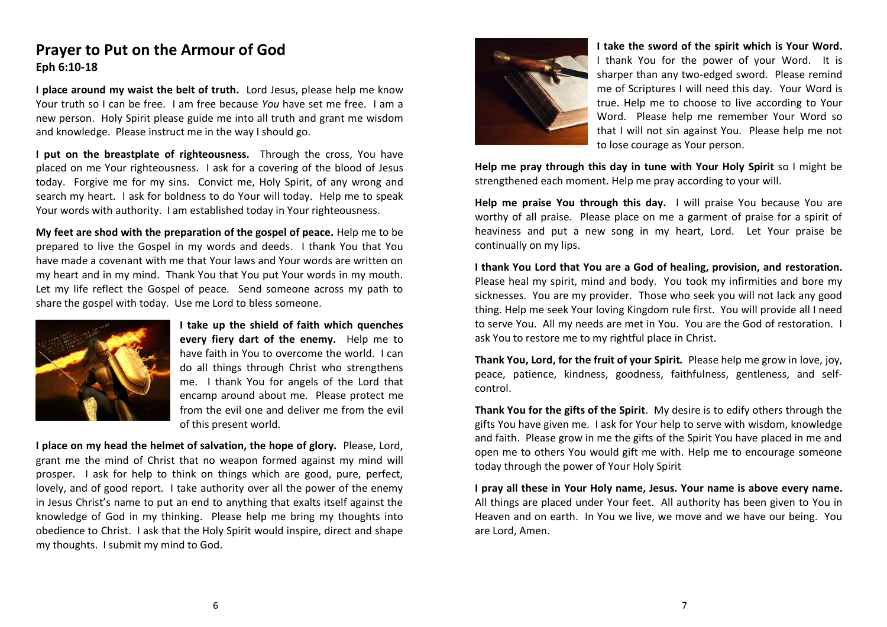## Prayer to Put on the Armour of God

**Eph 6:10-18**

**I place around my waist the belt of truth.** Lord Jesus, please help me know Your truth so I can be free. I am free because *You* have set me free. I am a new person. Holy Spirit please guide me into all truth and grant me wisdom and knowledge. Please instruct me in the way I should go.

**I put on the breastplate of righteousness.** Through the cross, You have placed on me Your righteousness. I ask for a covering of the blood of Jesus today. Forgive me for my sins. Convict me, Holy Spirit, of any wrong and search my heart. I ask for boldness to do Your will today. Help me to speak Your words with authority. I am established today in Your righteousness.

**My feet are shod with the preparation of the gospel of peace.** Help me to be prepared to live the Gospel in my words and deeds. I thank You that You have made a covenant with me that Your laws and Your words are written on my heart and in my mind. Thank You that You put Your words in my mouth. Let my life reflect the Gospel of peace. Send someone across my path to share the gospel with today. Use me Lord to bless someone.

**I take up the shield of faith which quenches every fiery dart of the enemy.** Help me to have faith in You to overcome the world. I can do all things through Christ who strengthens me. I thank You for angels of the Lord that encamp around about me. Please protect me from the evil one and deliver me from the evil of this present world.

**I place on my head the helmet of salvation, the hope of glory.** Please, Lord, grant me the mind of Christ that no weapon formed against my mind will prosper. I ask for help to think on things which are good, pure, perfect, lovely, and of good report. I take authority over all the power of the enemy in Jesus Christ's name to put an end to anything that exalts itself against the knowledge of God in my thinking. Please help me bring my thoughts into obedience to Christ. I ask that the Holy Spirit would inspire, direct and shape my thoughts. I submit my mind to God.

**I take the sword of the spirit which is Your Word.** I thank You for the power of your Word. It is sharper than any two-edged sword. Please remind me of Scriptures I will need this day. Your Word is true. Help me to choose to live according to Your Word. Please help me remember Your Word so that I will not sin against You. Please help me not to lose courage as Your person.

**Help me pray through this day in tune with Your Holy Spirit** so I might be strengthened each moment. Help me pray according to your will.

**Help me praise You through this day.** I will praise You because You are worthy of all praise. Please place on me a garment of praise for a spirit of heaviness and put a new song in my heart, Lord. Let Your praise be continually on my lips.

**I thank You Lord that You are a God of healing, provision, and restoration.** Please heal my spirit, mind and body. You took my infirmities and bore my sicknesses. You are my provider. Those who seek you will not lack any good thing. Help me seek Your loving Kingdom rule first. You will provide all I need to serve You. All my needs are met in You. You are the God of restoration. I ask You to restore me to my rightful place in Christ.

**Thank You, Lord, for the fruit of your Spirit.** Please help me grow in love, joy, peace, patience, kindness, goodness, faithfulness, gentleness, and self-control.

**Thank You for the gifts of the Spirit**. My desire is to edify others through the gifts You have given me. I ask for Your help to serve with wisdom, knowledge and faith. Please grow in me the gifts of the Spirit You have placed in me and open me to others You would gift me with. Help me to encourage someone today through the power of Your Holy Spirit

**I pray all these in Your Holy name, Jesus. Your name is above every name.** All things are placed under Your feet. All authority has been given to You in Heaven and on earth. In You we live, we move and we have our being. You are Lord, Amen.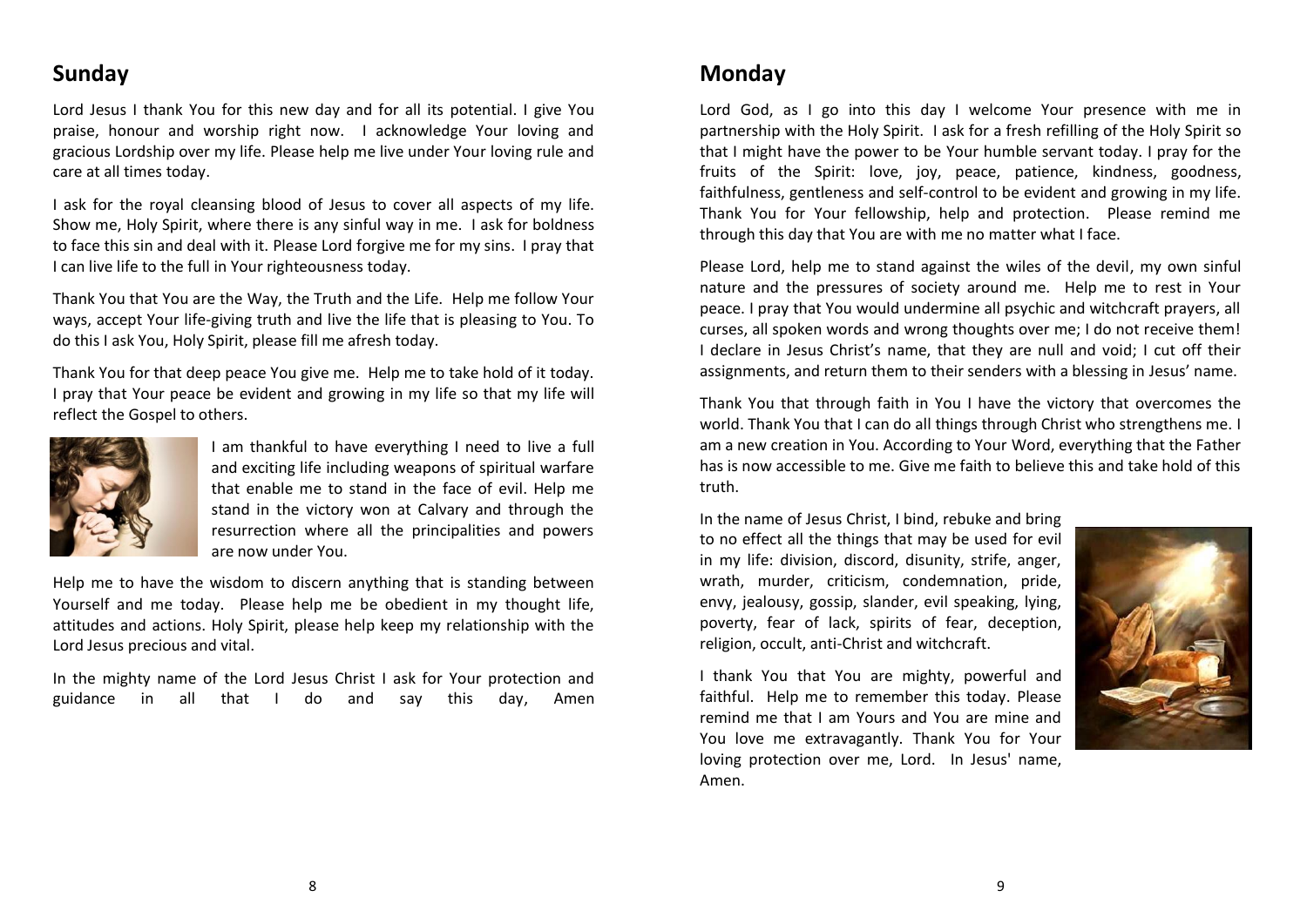## Sunday

Lord Jesus I thank You for this new day and for all its potential. I give You praise, honour and worship right now. I acknowledge Your loving and gracious Lordship over my life. Please help me live under Your loving rule and care at all times today.

I ask for the royal cleansing blood of Jesus to cover all aspects of my life. Show me, Holy Spirit, where there is any sinful way in me. I ask for boldness to face this sin and deal with it. Please Lord forgive me for my sins. I pray that I can live life to the full in Your righteousness today.

Thank You that You are the Way, the Truth and the Life. Help me follow Your ways, accept Your life-giving truth and live the life that is pleasing to You. To do this I ask You, Holy Spirit, please fill me afresh today.

Thank You for that deep peace You give me. Help me to take hold of it today. I pray that Your peace be evident and growing in my life so that my life will reflect the Gospel to others.

I am thankful to have everything I need to live a full and exciting life including weapons of spiritual warfare that enable me to stand in the face of evil. Help me stand in the victory won at Calvary and through the resurrection where all the principalities and powers are now under You.

Help me to have the wisdom to discern anything that is standing between Yourself and me today. Please help me be obedient in my thought life, attitudes and actions. Holy Spirit, please help keep my relationship with the Lord Jesus precious and vital.

In the mighty name of the Lord Jesus Christ I ask for Your protection and guidance in all that I do and say this day, Amen

## Monday

Lord God, as I go into this day I welcome Your presence with me in partnership with the Holy Spirit. I ask for a fresh refilling of the Holy Spirit so that I might have the power to be Your humble servant today. I pray for the fruits of the Spirit: love, joy, peace, patience, kindness, goodness, faithfulness, gentleness and self-control to be evident and growing in my life. Thank You for Your fellowship, help and protection. Please remind me through this day that You are with me no matter what I face.

Please Lord, help me to stand against the wiles of the devil, my own sinful nature and the pressures of society around me. Help me to rest in Your peace. I pray that You would undermine all psychic and witchcraft prayers, all curses, all spoken words and wrong thoughts over me; I do not receive them! I declare in Jesus Christ's name, that they are null and void; I cut off their assignments, and return them to their senders with a blessing in Jesus' name.

Thank You that through faith in You I have the victory that overcomes the world. Thank You that I can do all things through Christ who strengthens me. I am a new creation in You. According to Your Word, everything that the Father has is now accessible to me. Give me faith to believe this and take hold of this truth.

In the name of Jesus Christ, I bind, rebuke and bring to no effect all the things that may be used for evil in my life: division, discord, disunity, strife, anger, wrath, murder, criticism, condemnation, pride, envy, jealousy, gossip, slander, evil speaking, lying, poverty, fear of lack, spirits of fear, deception, religion, occult, anti-Christ and witchcraft.

I thank You that You are mighty, powerful and faithful. Help me to remember this today. Please remind me that I am Yours and You are mine and You love me extravagantly. Thank You for Your loving protection over me, Lord. In Jesus' name, Amen.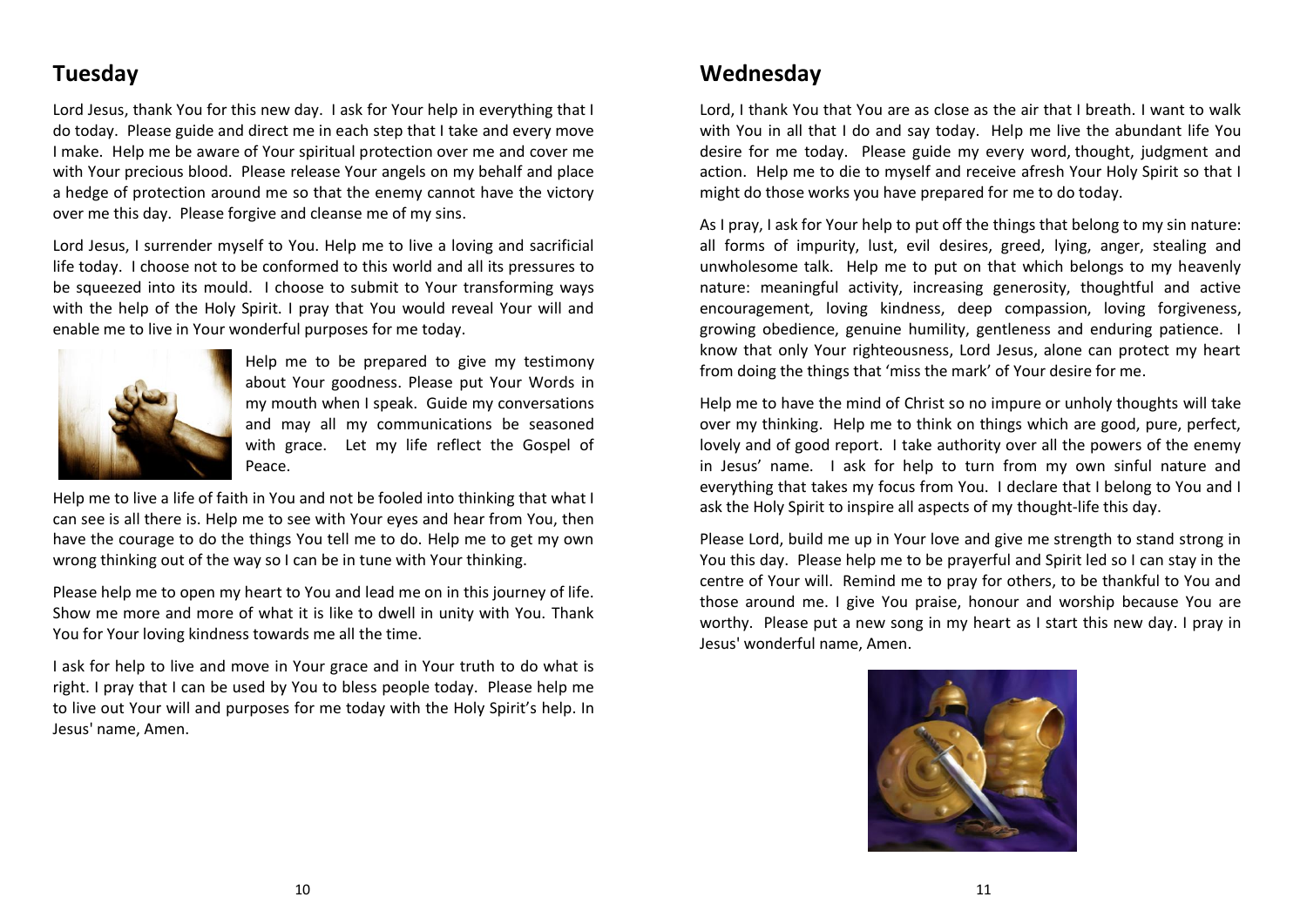## Tuesday

Lord Jesus, thank You for this new day. I ask for Your help in everything that I do today. Please guide and direct me in each step that I take and every move I make. Help me be aware of Your spiritual protection over me and cover me with Your precious blood. Please release Your angels on my behalf and place a hedge of protection around me so that the enemy cannot have the victory over me this day. Please forgive and cleanse me of my sins.

Lord Jesus, I surrender myself to You. Help me to live a loving and sacrificial life today. I choose not to be conformed to this world and all its pressures to be squeezed into its mould. I choose to submit to Your transforming ways with the help of the Holy Spirit. I pray that You would reveal Your will and enable me to live in Your wonderful purposes for me today.

Help me to be prepared to give my testimony about Your goodness. Please put Your Words in my mouth when I speak. Guide my conversations and may all my communications be seasoned with grace. Let my life reflect the Gospel of Peace.

Help me to live a life of faith in You and not be fooled into thinking that what I can see is all there is. Help me to see with Your eyes and hear from You, then have the courage to do the things You tell me to do. Help me to get my own wrong thinking out of the way so I can be in tune with Your thinking.

Please help me to open my heart to You and lead me on in this journey of life. Show me more and more of what it is like to dwell in unity with You. Thank You for Your loving kindness towards me all the time.

I ask for help to live and move in Your grace and in Your truth to do what is right. I pray that I can be used by You to bless people today. Please help me to live out Your will and purposes for me today with the Holy Spirit's help. In Jesus' name, Amen.

## Wednesday

Lord, I thank You that You are as close as the air that I breath. I want to walk with You in all that I do and say today. Help me live the abundant life You desire for me today. Please guide my every word, thought, judgment and action. Help me to die to myself and receive afresh Your Holy Spirit so that I might do those works you have prepared for me to do today.

As I pray, I ask for Your help to put off the things that belong to my sin nature: all forms of impurity, lust, evil desires, greed, lying, anger, stealing and unwholesome talk. Help me to put on that which belongs to my heavenly nature: meaningful activity, increasing generosity, thoughtful and active encouragement, loving kindness, deep compassion, loving forgiveness, growing obedience, genuine humility, gentleness and enduring patience. I know that only Your righteousness, Lord Jesus, alone can protect my heart from doing the things that 'miss the mark' of Your desire for me.

Help me to have the mind of Christ so no impure or unholy thoughts will take over my thinking. Help me to think on things which are good, pure, perfect, lovely and of good report. I take authority over all the powers of the enemy in Jesus' name. I ask for help to turn from my own sinful nature and everything that takes my focus from You. I declare that I belong to You and I ask the Holy Spirit to inspire all aspects of my thought-life this day.

Please Lord, build me up in Your love and give me strength to stand strong in You this day. Please help me to be prayerful and Spirit led so I can stay in the centre of Your will. Remind me to pray for others, to be thankful to You and those around me. I give You praise, honour and worship because You are worthy. Please put a new song in my heart as I start this new day. I pray in Jesus' wonderful name, Amen.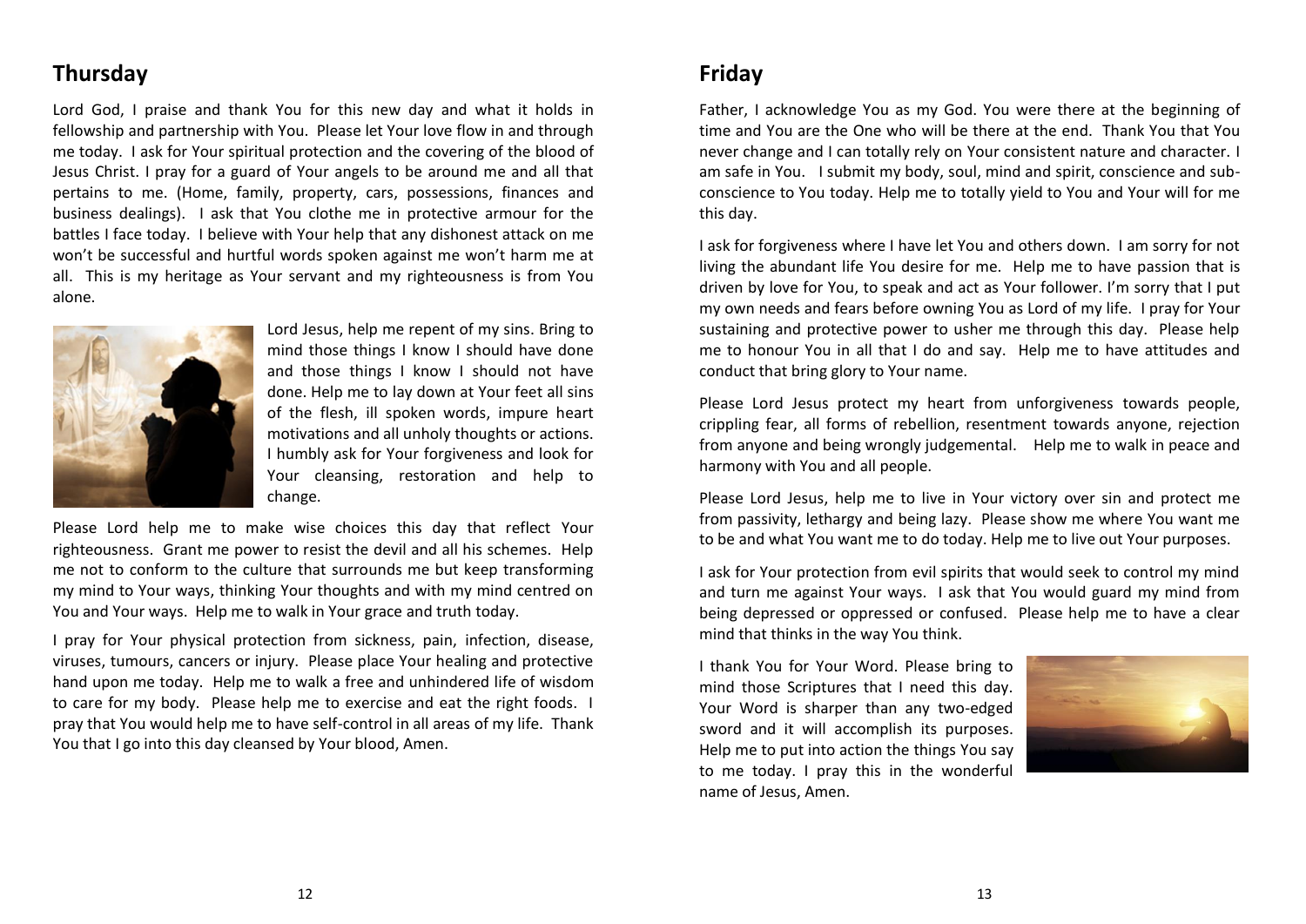## Thursday

Lord God, I praise and thank You for this new day and what it holds in fellowship and partnership with You. Please let Your love flow in and through me today. I ask for Your spiritual protection and the covering of the blood of Jesus Christ. I pray for a guard of Your angels to be around me and all that pertains to me. (Home, family, property, cars, possessions, finances and business dealings). I ask that You clothe me in protective armour for the battles I face today. I believe with Your help that any dishonest attack on me won't be successful and hurtful words spoken against me won't harm me at all. This is my heritage as Your servant and my righteousness is from You alone.

Lord Jesus, help me repent of my sins. Bring to mind those things I know I should have done and those things I know I should not have done. Help me to lay down at Your feet all sins of the flesh, ill spoken words, impure heart motivations and all unholy thoughts or actions. I humbly ask for Your forgiveness and look for Your cleansing, restoration and help to change.

Please Lord help me to make wise choices this day that reflect Your righteousness. Grant me power to resist the devil and all his schemes. Help me not to conform to the culture that surrounds me but keep transforming my mind to Your ways, thinking Your thoughts and with my mind centred on You and Your ways. Help me to walk in Your grace and truth today.

I pray for Your physical protection from sickness, pain, infection, disease, viruses, tumours, cancers or injury. Please place Your healing and protective hand upon me today. Help me to walk a free and unhindered life of wisdom to care for my body. Please help me to exercise and eat the right foods. I pray that You would help me to have self-control in all areas of my life. Thank You that I go into this day cleansed by Your blood, Amen.

## Friday

Father, I acknowledge You as my God. You were there at the beginning of time and You are the One who will be there at the end. Thank You that You never change and I can totally rely on Your consistent nature and character. I am safe in You. I submit my body, soul, mind and spirit, conscience and sub-conscience to You today. Help me to totally yield to You and Your will for me this day.

I ask for forgiveness where I have let You and others down. I am sorry for not living the abundant life You desire for me. Help me to have passion that is driven by love for You, to speak and act as Your follower. I'm sorry that I put my own needs and fears before owning You as Lord of my life. I pray for Your sustaining and protective power to usher me through this day. Please help me to honour You in all that I do and say. Help me to have attitudes and conduct that bring glory to Your name.

Please Lord Jesus protect my heart from unforgiveness towards people, crippling fear, all forms of rebellion, resentment towards anyone, rejection from anyone and being wrongly judgemental. Help me to walk in peace and harmony with You and all people.

Please Lord Jesus, help me to live in Your victory over sin and protect me from passivity, lethargy and being lazy. Please show me where You want me to be and what You want me to do today. Help me to live out Your purposes.

I ask for Your protection from evil spirits that would seek to control my mind and turn me against Your ways. I ask that You would guard my mind from being depressed or oppressed or confused. Please help me to have a clear mind that thinks in the way You think.

I thank You for Your Word. Please bring to mind those Scriptures that I need this day. Your Word is sharper than any two-edged sword and it will accomplish its purposes. Help me to put into action the things You say to me today. I pray this in the wonderful name of Jesus, Amen.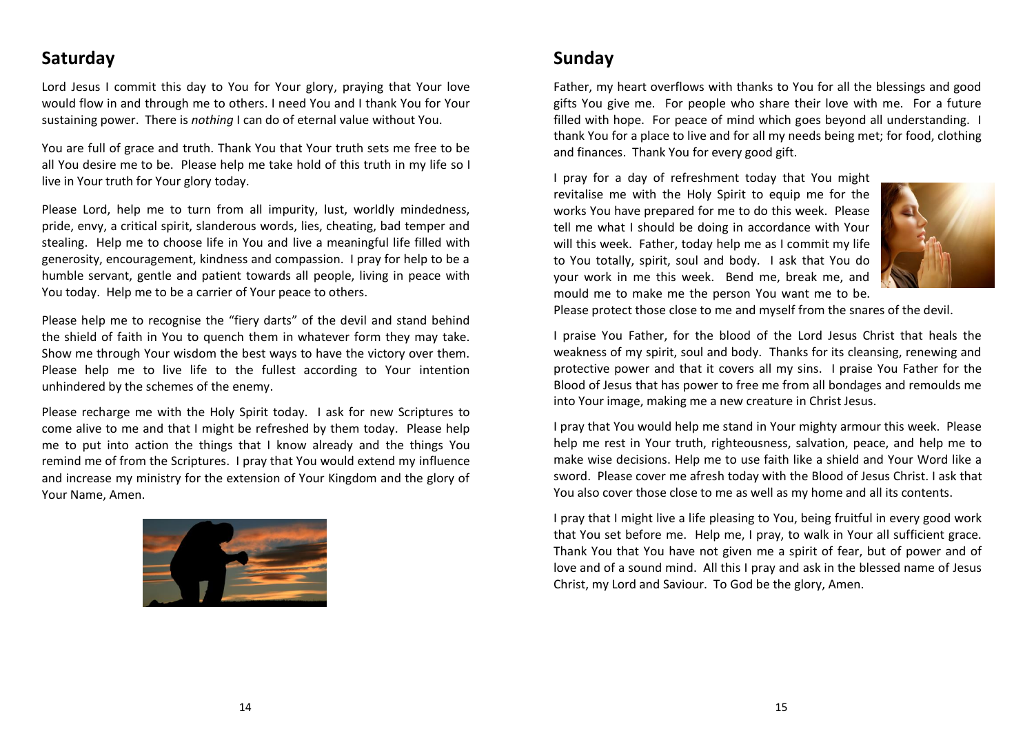## Saturday

Lord Jesus I commit this day to You for Your glory, praying that Your love would flow in and through me to others. I need You and I thank You for Your sustaining power. There is *nothing* I can do of eternal value without You.

You are full of grace and truth. Thank You that Your truth sets me free to be all You desire me to be. Please help me take hold of this truth in my life so I live in Your truth for Your glory today.

Please Lord, help me to turn from all impurity, lust, worldly mindedness, pride, envy, a critical spirit, slanderous words, lies, cheating, bad temper and stealing. Help me to choose life in You and live a meaningful life filled with generosity, encouragement, kindness and compassion. I pray for help to be a humble servant, gentle and patient towards all people, living in peace with You today. Help me to be a carrier of Your peace to others.

Please help me to recognise the "fiery darts" of the devil and stand behind the shield of faith in You to quench them in whatever form they may take. Show me through Your wisdom the best ways to have the victory over them. Please help me to live life to the fullest according to Your intention unhindered by the schemes of the enemy.

Please recharge me with the Holy Spirit today. I ask for new Scriptures to come alive to me and that I might be refreshed by them today. Please help me to put into action the things that I know already and the things You remind me of from the Scriptures. I pray that You would extend my influence and increase my ministry for the extension of Your Kingdom and the glory of Your Name, Amen.

## Sunday

Father, my heart overflows with thanks to You for all the blessings and good gifts You give me. For people who share their love with me. For a future filled with hope. For peace of mind which goes beyond all understanding. I thank You for a place to live and for all my needs being met; for food, clothing and finances. Thank You for every good gift.

I pray for a day of refreshment today that You might revitalise me with the Holy Spirit to equip me for the works You have prepared for me to do this week. Please tell me what I should be doing in accordance with Your will this week. Father, today help me as I commit my life to You totally, spirit, soul and body. I ask that You do your work in me this week. Bend me, break me, and mould me to make me the person You want me to be. Please protect those close to me and myself from the snares of the devil.

I praise You Father, for the blood of the Lord Jesus Christ that heals the weakness of my spirit, soul and body. Thanks for its cleansing, renewing and protective power and that it covers all my sins. I praise You Father for the Blood of Jesus that has power to free me from all bondages and remoulds me into Your image, making me a new creature in Christ Jesus.

I pray that You would help me stand in Your mighty armour this week. Please help me rest in Your truth, righteousness, salvation, peace, and help me to make wise decisions. Help me to use faith like a shield and Your Word like a sword. Please cover me afresh today with the Blood of Jesus Christ. I ask that You also cover those close to me as well as my home and all its contents.

I pray that I might live a life pleasing to You, being fruitful in every good work that You set before me. Help me, I pray, to walk in Your all sufficient grace. Thank You that You have not given me a spirit of fear, but of power and of love and of a sound mind. All this I pray and ask in the blessed name of Jesus Christ, my Lord and Saviour. To God be the glory, Amen.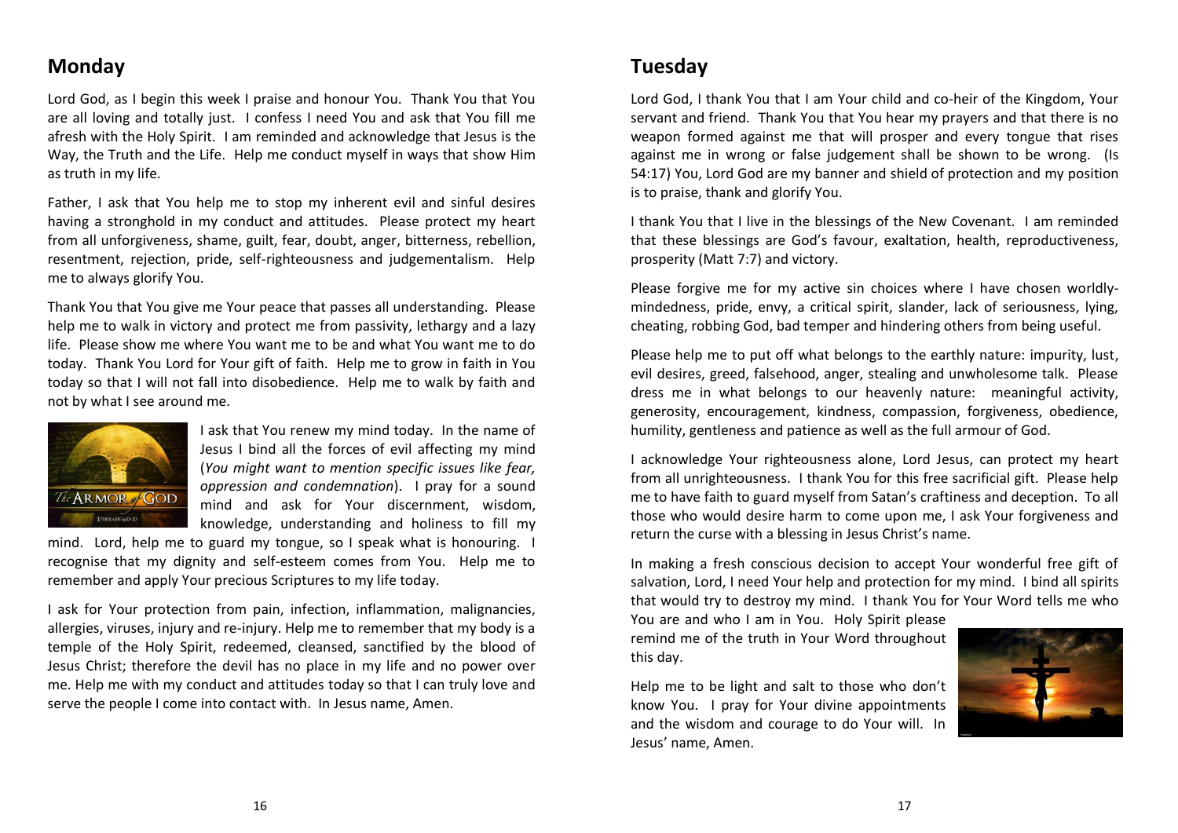## Monday

Lord God, as I begin this week I praise and honour You. Thank You that You are all loving and totally just. I confess I need You and ask that You fill me afresh with the Holy Spirit. I am reminded and acknowledge that Jesus is the Way, the Truth and the Life. Help me conduct myself in ways that show Him as truth in my life.

Father, I ask that You help me to stop my inherent evil and sinful desires having a stronghold in my conduct and attitudes. Please protect my heart from all unforgiveness, shame, guilt, fear, doubt, anger, bitterness, rebellion, resentment, rejection, pride, self-righteousness and judgementalism. Help me to always glorify You.

Thank You that You give me Your peace that passes all understanding. Please help me to walk in victory and protect me from passivity, lethargy and a lazy life. Please show me where You want me to be and what You want me to do today. Thank You Lord for Your gift of faith. Help me to grow in faith in You today so that I will not fall into disobedience. Help me to walk by faith and not by what I see around me.

I ask that You renew my mind today. In the name of Jesus I bind all the forces of evil affecting my mind (*You might want to mention specific issues like fear, oppression and condemnation*). I pray for a sound mind and ask for Your discernment, wisdom, knowledge, understanding and holiness to fill my mind. Lord, help me to guard my tongue, so I speak what is honouring. I recognise that my dignity and self-esteem comes from You. Help me to remember and apply Your precious Scriptures to my life today.

I ask for Your protection from pain, infection, inflammation, malignancies, allergies, viruses, injury and re-injury. Help me to remember that my body is a temple of the Holy Spirit, redeemed, cleansed, sanctified by the blood of Jesus Christ; therefore the devil has no place in my life and no power over me. Help me with my conduct and attitudes today so that I can truly love and serve the people I come into contact with. In Jesus name, Amen.

## Tuesday

Lord God, I thank You that I am Your child and co-heir of the Kingdom, Your servant and friend. Thank You that You hear my prayers and that there is no weapon formed against me that will prosper and every tongue that rises against me in wrong or false judgement shall be shown to be wrong. (Is 54:17) You, Lord God are my banner and shield of protection and my position is to praise, thank and glorify You.

I thank You that I live in the blessings of the New Covenant. I am reminded that these blessings are God's favour, exaltation, health, reproductiveness, prosperity (Matt 7:7) and victory.

Please forgive me for my active sin choices where I have chosen worldly-mindedness, pride, envy, a critical spirit, slander, lack of seriousness, lying, cheating, robbing God, bad temper and hindering others from being useful.

Please help me to put off what belongs to the earthly nature: impurity, lust, evil desires, greed, falsehood, anger, stealing and unwholesome talk. Please dress me in what belongs to our heavenly nature: meaningful activity, generosity, encouragement, kindness, compassion, forgiveness, obedience, humility, gentleness and patience as well as the full armour of God.

I acknowledge Your righteousness alone, Lord Jesus, can protect my heart from all unrighteousness. I thank You for this free sacrificial gift. Please help me to have faith to guard myself from Satan's craftiness and deception. To all those who would desire harm to come upon me, I ask Your forgiveness and return the curse with a blessing in Jesus Christ's name.

In making a fresh conscious decision to accept Your wonderful free gift of salvation, Lord, I need Your help and protection for my mind. I bind all spirits that would try to destroy my mind. I thank You for Your Word tells me who You are and who I am in You. Holy Spirit please remind me of the truth in Your Word throughout this day.

Help me to be light and salt to those who don't know You. I pray for Your divine appointments and the wisdom and courage to do Your will. In Jesus' name, Amen.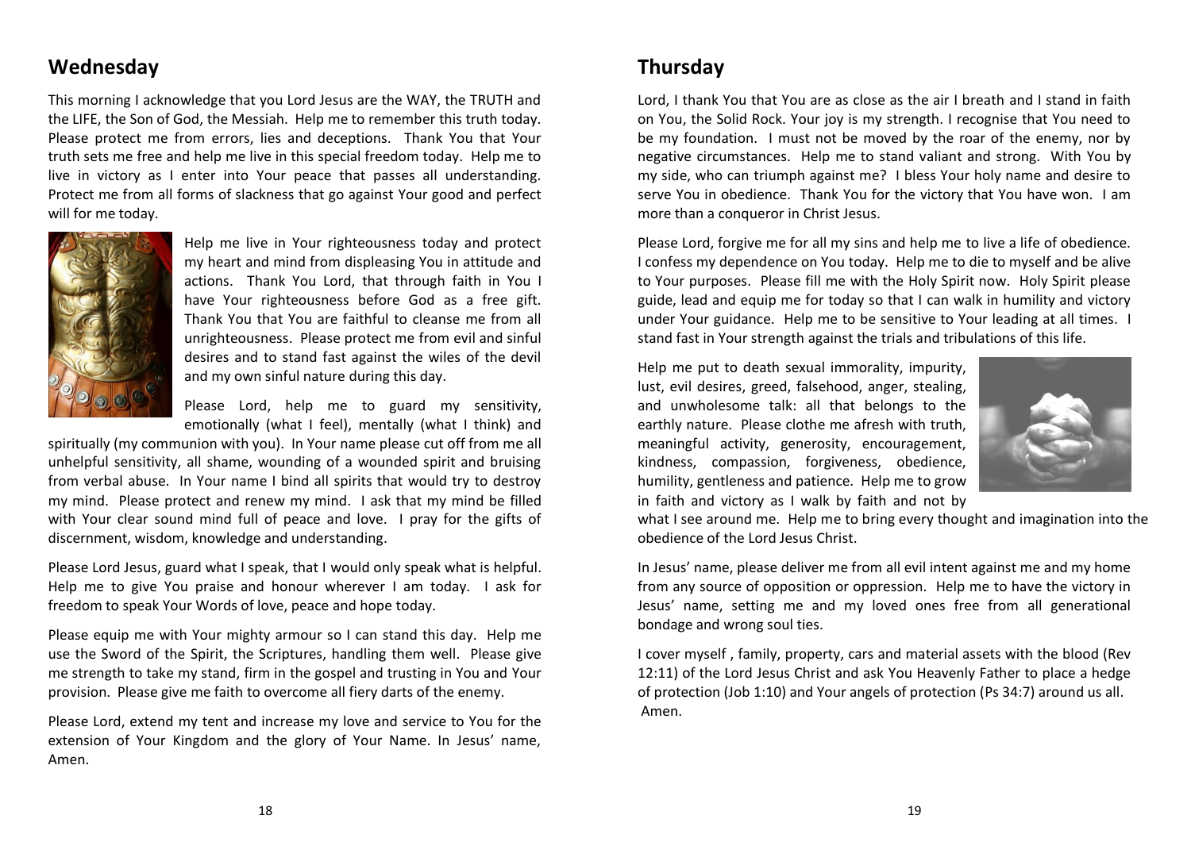## Wednesday

This morning I acknowledge that you Lord Jesus are the WAY, the TRUTH and the LIFE, the Son of God, the Messiah. Help me to remember this truth today. Please protect me from errors, lies and deceptions. Thank You that Your truth sets me free and help me live in this special freedom today. Help me to live in victory as I enter into Your peace that passes all understanding. Protect me from all forms of slackness that go against Your good and perfect will for me today.

Help me live in Your righteousness today and protect my heart and mind from displeasing You in attitude and actions. Thank You Lord, that through faith in You I have Your righteousness before God as a free gift. Thank You that You are faithful to cleanse me from all unrighteousness. Please protect me from evil and sinful desires and to stand fast against the wiles of the devil and my own sinful nature during this day.

Please Lord, help me to guard my sensitivity, emotionally (what I feel), mentally (what I think) and spiritually (my communion with you). In Your name please cut off from me all unhelpful sensitivity, all shame, wounding of a wounded spirit and bruising from verbal abuse. In Your name I bind all spirits that would try to destroy my mind. Please protect and renew my mind. I ask that my mind be filled with Your clear sound mind full of peace and love. I pray for the gifts of discernment, wisdom, knowledge and understanding.

Please Lord Jesus, guard what I speak, that I would only speak what is helpful. Help me to give You praise and honour wherever I am today. I ask for freedom to speak Your Words of love, peace and hope today.

Please equip me with Your mighty armour so I can stand this day. Help me use the Sword of the Spirit, the Scriptures, handling them well. Please give me strength to take my stand, firm in the gospel and trusting in You and Your provision. Please give me faith to overcome all fiery darts of the enemy.

Please Lord, extend my tent and increase my love and service to You for the extension of Your Kingdom and the glory of Your Name. In Jesus' name, Amen.

## Thursday

Lord, I thank You that You are as close as the air I breath and I stand in faith on You, the Solid Rock. Your joy is my strength. I recognise that You need to be my foundation. I must not be moved by the roar of the enemy, nor by negative circumstances. Help me to stand valiant and strong. With You by my side, who can triumph against me? I bless Your holy name and desire to serve You in obedience. Thank You for the victory that You have won. I am more than a conqueror in Christ Jesus.

Please Lord, forgive me for all my sins and help me to live a life of obedience. I confess my dependence on You today. Help me to die to myself and be alive to Your purposes. Please fill me with the Holy Spirit now. Holy Spirit please guide, lead and equip me for today so that I can walk in humility and victory under Your guidance. Help me to be sensitive to Your leading at all times. I stand fast in Your strength against the trials and tribulations of this life.

Help me put to death sexual immorality, impurity, lust, evil desires, greed, falsehood, anger, stealing, and unwholesome talk: all that belongs to the earthly nature. Please clothe me afresh with truth, meaningful activity, generosity, encouragement, kindness, compassion, forgiveness, obedience, humility, gentleness and patience. Help me to grow in faith and victory as I walk by faith and not by what I see around me. Help me to bring every thought and imagination into the obedience of the Lord Jesus Christ.

In Jesus' name, please deliver me from all evil intent against me and my home from any source of opposition or oppression. Help me to have the victory in Jesus' name, setting me and my loved ones free from all generational bondage and wrong soul ties.

I cover myself , family, property, cars and material assets with the blood (Rev 12:11) of the Lord Jesus Christ and ask You Heavenly Father to place a hedge of protection (Job 1:10) and Your angels of protection (Ps 34:7) around us all. Amen.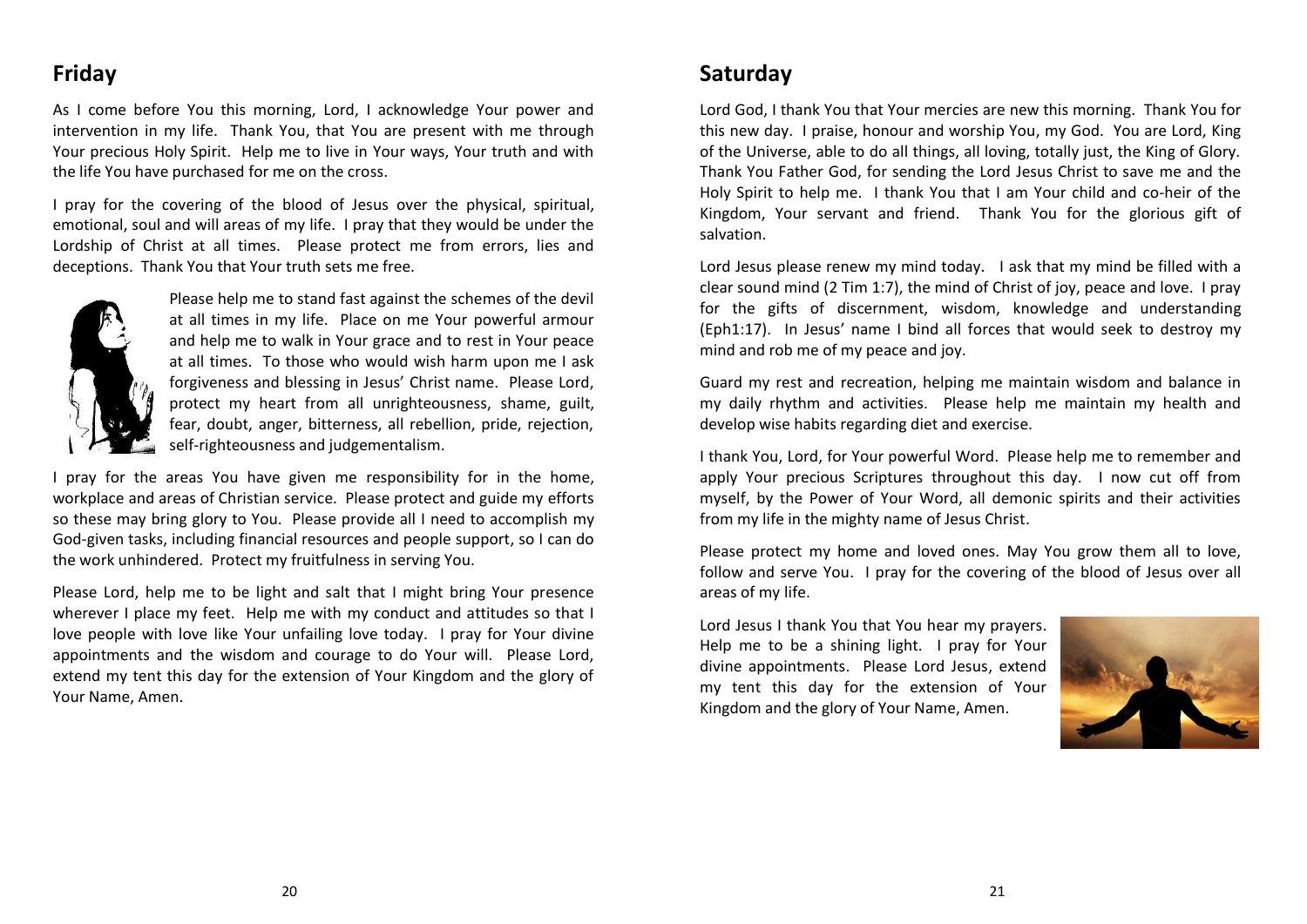## Friday

As I come before You this morning, Lord, I acknowledge Your power and intervention in my life. Thank You, that You are present with me through Your precious Holy Spirit. Help me to live in Your ways, Your truth and with the life You have purchased for me on the cross.

I pray for the covering of the blood of Jesus over the physical, spiritual, emotional, soul and will areas of my life. I pray that they would be under the Lordship of Christ at all times. Please protect me from errors, lies and deceptions. Thank You that Your truth sets me free.

Please help me to stand fast against the schemes of the devil at all times in my life. Place on me Your powerful armour and help me to walk in Your grace and to rest in Your peace at all times. To those who would wish harm upon me I ask forgiveness and blessing in Jesus' Christ name. Please Lord, protect my heart from all unrighteousness, shame, guilt, fear, doubt, anger, bitterness, all rebellion, pride, rejection, self-righteousness and judgementalism.

I pray for the areas You have given me responsibility for in the home, workplace and areas of Christian service. Please protect and guide my efforts so these may bring glory to You. Please provide all I need to accomplish my God-given tasks, including financial resources and people support, so I can do the work unhindered. Protect my fruitfulness in serving You.

Please Lord, help me to be light and salt that I might bring Your presence wherever I place my feet. Help me with my conduct and attitudes so that I love people with love like Your unfailing love today. I pray for Your divine appointments and the wisdom and courage to do Your will. Please Lord, extend my tent this day for the extension of Your Kingdom and the glory of Your Name, Amen.

## Saturday

Lord God, I thank You that Your mercies are new this morning. Thank You for this new day. I praise, honour and worship You, my God. You are Lord, King of the Universe, able to do all things, all loving, totally just, the King of Glory. Thank You Father God, for sending the Lord Jesus Christ to save me and the Holy Spirit to help me. I thank You that I am Your child and co-heir of the Kingdom, Your servant and friend. Thank You for the glorious gift of salvation.

Lord Jesus please renew my mind today. I ask that my mind be filled with a clear sound mind (2 Tim 1:7), the mind of Christ of joy, peace and love. I pray for the gifts of discernment, wisdom, knowledge and understanding (Eph1:17). In Jesus' name I bind all forces that would seek to destroy my mind and rob me of my peace and joy.

Guard my rest and recreation, helping me maintain wisdom and balance in my daily rhythm and activities. Please help me maintain my health and develop wise habits regarding diet and exercise.

I thank You, Lord, for Your powerful Word. Please help me to remember and apply Your precious Scriptures throughout this day. I now cut off from myself, by the Power of Your Word, all demonic spirits and their activities from my life in the mighty name of Jesus Christ.

Please protect my home and loved ones. May You grow them all to love, follow and serve You. I pray for the covering of the blood of Jesus over all areas of my life.

Lord Jesus I thank You that You hear my prayers. Help me to be a shining light. I pray for Your divine appointments. Please Lord Jesus, extend my tent this day for the extension of Your Kingdom and the glory of Your Name, Amen.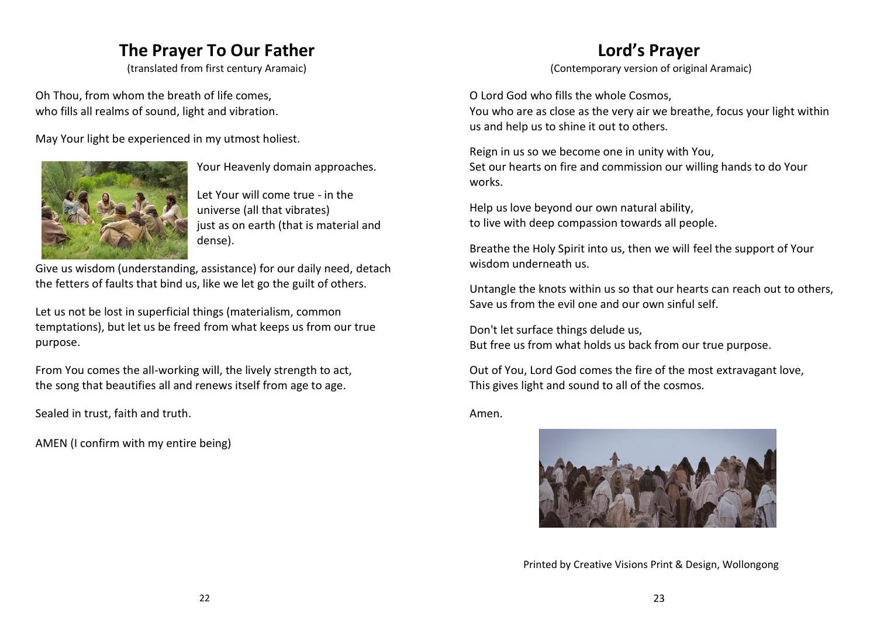## The Prayer To Our Father

(translated from first century Aramaic)

Oh Thou, from whom the breath of life comes,
who fills all realms of sound, light and vibration.

May Your light be experienced in my utmost holiest.

Your Heavenly domain approaches.

Let Your will come true - in the universe (all that vibrates)
just as on earth (that is material and dense).

Give us wisdom (understanding, assistance) for our daily need, detach the fetters of faults that bind us, like we let go the guilt of others.

Let us not be lost in superficial things (materialism, common temptations), but let us be freed from what keeps us from our true purpose.

From You comes the all-working will, the lively strength to act,
the song that beautifies all and renews itself from age to age.

Sealed in trust, faith and truth.

AMEN (I confirm with my entire being)

## Lord's Prayer

(Contemporary version of original Aramaic)

O Lord God who fills the whole Cosmos,
You who are as close as the very air we breathe, focus your light within us and help us to shine it out to others.

Reign in us so we become one in unity with You,
Set our hearts on fire and commission our willing hands to do Your works.

Help us love beyond our own natural ability,
to live with deep compassion towards all people.

Breathe the Holy Spirit into us, then we will feel the support of Your wisdom underneath us.

Untangle the knots within us so that our hearts can reach out to others,
Save us from the evil one and our own sinful self.

Don't let surface things delude us,
But free us from what holds us back from our true purpose.

Out of You, Lord God comes the fire of the most extravagant love,
This gives light and sound to all of the cosmos.

Amen.

Printed by Creative Visions Print & Design, Wollongong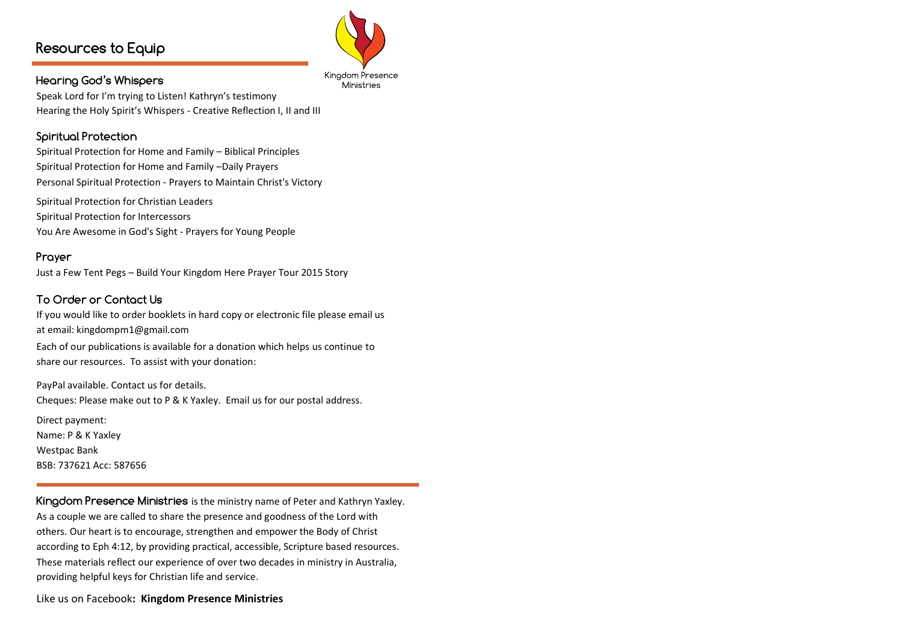# Resources to Equip

Kingdom Presence Ministries

## Hearing God's Whispers

Speak Lord for I'm trying to Listen! Kathryn's testimony

Hearing the Holy Spirit's Whispers - Creative Reflection I, II and III

## Spiritual Protection

Spiritual Protection for Home and Family – Biblical Principles

Spiritual Protection for Home and Family –Daily Prayers

Personal Spiritual Protection - Prayers to Maintain Christ's Victory

Spiritual Protection for Christian Leaders

Spiritual Protection for Intercessors

You Are Awesome in God's Sight - Prayers for Young People

## Prayer

Just a Few Tent Pegs – Build Your Kingdom Here Prayer Tour 2015 Story

## To Order or Contact Us

If you would like to order booklets in hard copy or electronic file please email us at email: kingdompm1@gmail.com

Each of our publications is available for a donation which helps us continue to share our resources. To assist with your donation:

PayPal available. Contact us for details.

Cheques: Please make out to P & K Yaxley. Email us for our postal address.

Direct payment:
Name: P & K Yaxley
Westpac Bank
BSB: 737621 Acc: 587656

---

**Kingdom Presence Ministries** is the ministry name of Peter and Kathryn Yaxley. As a couple we are called to share the presence and goodness of the Lord with others. Our heart is to encourage, strengthen and empower the Body of Christ according to Eph 4:12, by providing practical, accessible, Scripture based resources. These materials reflect our experience of over two decades in ministry in Australia, providing helpful keys for Christian life and service.

Like us on Facebook**: Kingdom Presence Ministries**